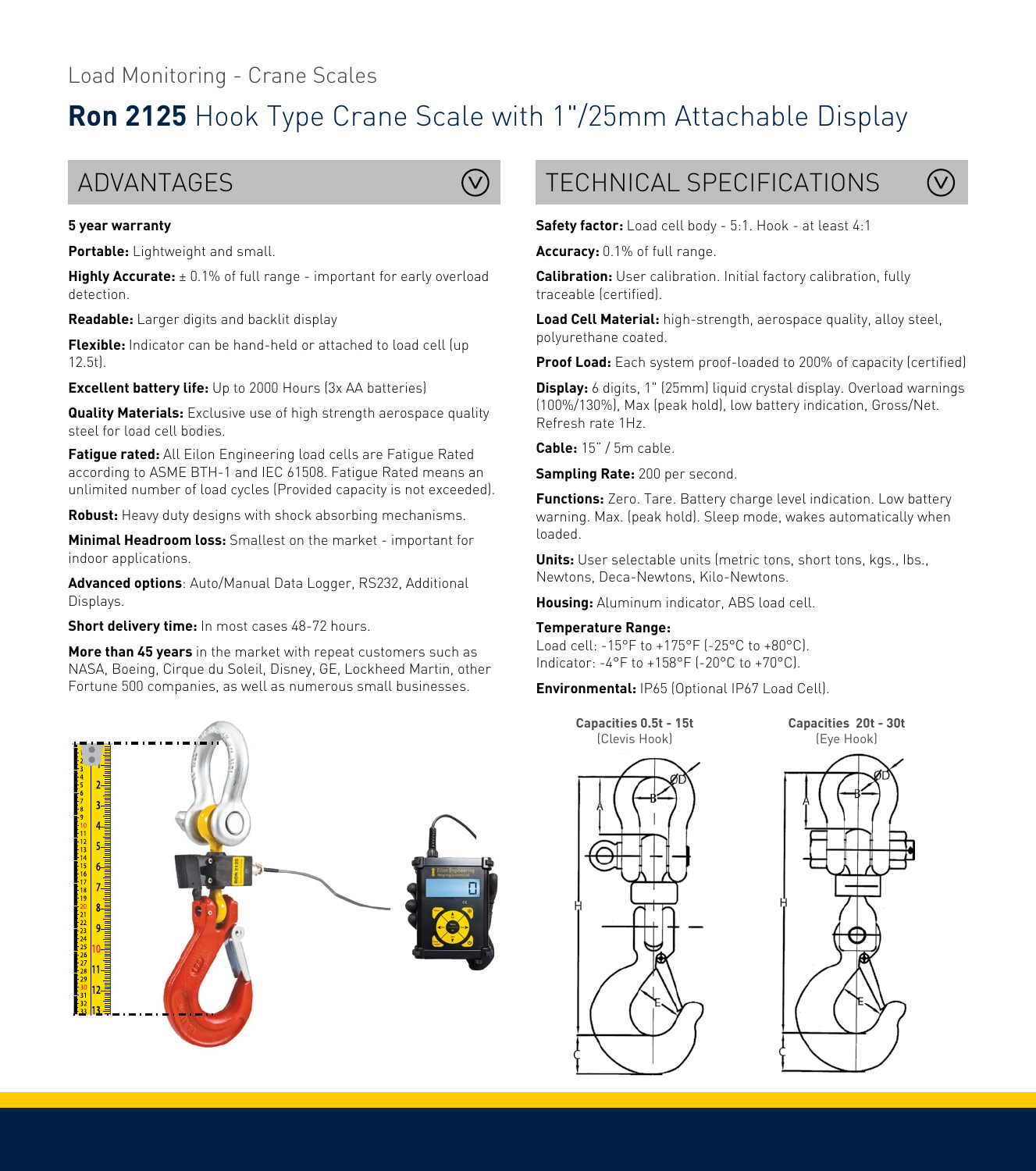Load Monitoring - Crane Scales

# **Ron 2125** Hook Type Crane Scale with 1"/25mm Attachable Display

## ADVANTAGES

**5 year warranty**

**Portable:** Lightweight and small.

**Highly Accurate:** ± 0.1% of full range - important for early overload detection.

**Readable:** Larger digits and backlit display

**Flexible:** Indicator can be hand-held or attached to load cell (up 12.5t).

**Excellent battery life:** Up to 2000 Hours (3x AA batteries)

**Quality Materials:** Exclusive use of high strength aerospace quality steel for load cell bodies.

**Fatigue rated:** All Eilon Engineering load cells are Fatigue Rated according to ASME BTH-1 and IEC 61508. Fatigue Rated means an unlimited number of load cycles (Provided capacity is not exceeded).

**Robust:** Heavy duty designs with shock absorbing mechanisms.

**Minimal Headroom loss:** Smallest on the market - important for indoor applications.

**Advanced options**: Auto/Manual Data Logger, RS232, Additional Displays.

**Short delivery time:** In most cases 48-72 hours.

**More than 45 years** in the market with repeat customers such as NASA, Boeing, Cirque du Soleil, Disney, GE, Lockheed Martin, other Fortune 500 companies, as well as numerous small businesses.

## TECHNICAL SPECIFICATIONS

**Safety factor:** Load cell body - 5:1. Hook - at least 4:1

**Accuracy:** 0.1% of full range.

**Calibration:** User calibration. Initial factory calibration, fully traceable (certified).

**Load Cell Material:** high-strength, aerospace quality, alloy steel, polyurethane coated.

**Proof Load:** Each system proof-loaded to 200% of capacity (certified)

**Display:** 6 digits, 1" (25mm) liquid crystal display. Overload warnings (100%/130%), Max (peak hold), low battery indication, Gross/Net. Refresh rate 1Hz.

**Cable:** 15" / 5m cable.

**Sampling Rate:** 200 per second.

**Functions:** Zero. Tare. Battery charge level indication. Low battery warning. Max. (peak hold). Sleep mode, wakes automatically when loaded.

**Units:** User selectable units (metric tons, short tons, kgs., lbs., Newtons, Deca-Newtons, Kilo-Newtons.

**Housing:** Aluminum indicator, ABS load cell.

**Temperature Range:**
Load cell: -15°F to +175°F (-25°C to +80°C).
Indicator: -4°F to +158°F (-20°C to +70°C).

**Environmental:** IP65 (Optional IP67 Load Cell).

**Capacities 0.5t - 15t** (Clevis Hook)

**Capacities 20t - 30t** (Eye Hook)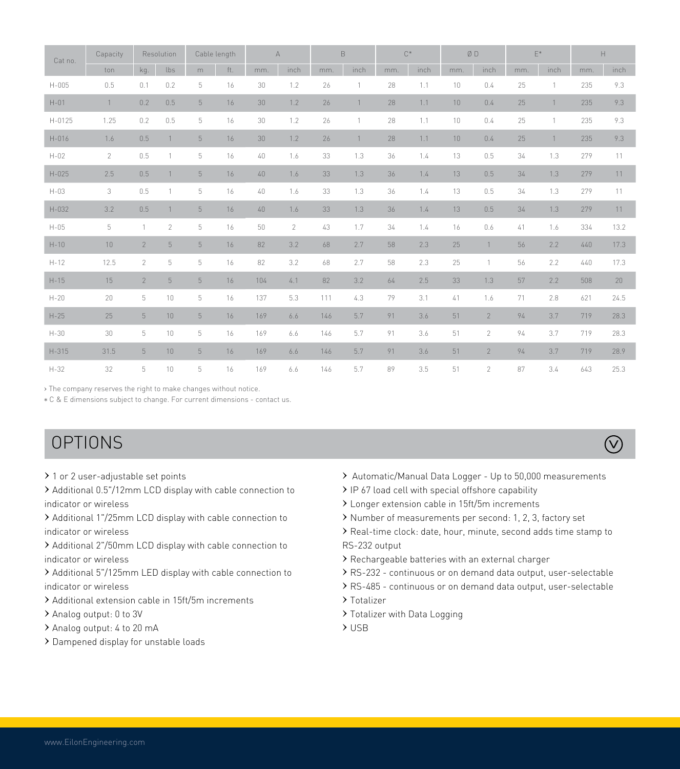| Cat no. | Capacity | Resolution | | Cable length | | A | | B | | C* | | Ø D | | E* | | H | |
|---|---|---|---|---|---|---|---|---|---|---|---|---|---|---|---|---|---|
| | ton | kg. | lbs | m | ft. | mm. | inch | mm. | inch | mm. | inch | mm. | inch | mm. | inch | mm. | inch |
| H-005 | 0.5 | 0.1 | 0.2 | 5 | 16 | 30 | 1.2 | 26 | 1 | 28 | 1.1 | 10 | 0.4 | 25 | 1 | 235 | 9.3 |
| H-01 | 1 | 0.2 | 0.5 | 5 | 16 | 30 | 1.2 | 26 | 1 | 28 | 1.1 | 10 | 0.4 | 25 | 1 | 235 | 9.3 |
| H-0125 | 1.25 | 0.2 | 0.5 | 5 | 16 | 30 | 1.2 | 26 | 1 | 28 | 1.1 | 10 | 0.4 | 25 | 1 | 235 | 9.3 |
| H-016 | 1.6 | 0.5 | 1 | 5 | 16 | 30 | 1.2 | 26 | 1 | 28 | 1.1 | 10 | 0.4 | 25 | 1 | 235 | 9.3 |
| H-02 | 2 | 0.5 | 1 | 5 | 16 | 40 | 1.6 | 33 | 1.3 | 36 | 1.4 | 13 | 0.5 | 34 | 1.3 | 279 | 11 |
| H-025 | 2.5 | 0.5 | 1 | 5 | 16 | 40 | 1.6 | 33 | 1.3 | 36 | 1.4 | 13 | 0.5 | 34 | 1.3 | 279 | 11 |
| H-03 | 3 | 0.5 | 1 | 5 | 16 | 40 | 1.6 | 33 | 1.3 | 36 | 1.4 | 13 | 0.5 | 34 | 1.3 | 279 | 11 |
| H-032 | 3.2 | 0.5 | 1 | 5 | 16 | 40 | 1.6 | 33 | 1.3 | 36 | 1.4 | 13 | 0.5 | 34 | 1.3 | 279 | 11 |
| H-05 | 5 | 1 | 2 | 5 | 16 | 50 | 2 | 43 | 1.7 | 34 | 1.4 | 16 | 0.6 | 41 | 1.6 | 334 | 13.2 |
| H-10 | 10 | 2 | 5 | 5 | 16 | 82 | 3.2 | 68 | 2.7 | 58 | 2.3 | 25 | 1 | 56 | 2.2 | 440 | 17.3 |
| H-12 | 12.5 | 2 | 5 | 5 | 16 | 82 | 3.2 | 68 | 2.7 | 58 | 2.3 | 25 | 1 | 56 | 2.2 | 440 | 17.3 |
| H-15 | 15 | 2 | 5 | 5 | 16 | 104 | 4.1 | 82 | 3.2 | 64 | 2.5 | 33 | 1.3 | 57 | 2.2 | 508 | 20 |
| H-20 | 20 | 5 | 10 | 5 | 16 | 137 | 5.3 | 111 | 4.3 | 79 | 3.1 | 41 | 1.6 | 71 | 2.8 | 621 | 24.5 |
| H-25 | 25 | 5 | 10 | 5 | 16 | 169 | 6.6 | 146 | 5.7 | 91 | 3.6 | 51 | 2 | 94 | 3.7 | 719 | 28.3 |
| H-30 | 30 | 5 | 10 | 5 | 16 | 169 | 6.6 | 146 | 5.7 | 91 | 3.6 | 51 | 2 | 94 | 3.7 | 719 | 28.3 |
| H-315 | 31.5 | 5 | 10 | 5 | 16 | 169 | 6.6 | 146 | 5.7 | 91 | 3.6 | 51 | 2 | 94 | 3.7 | 719 | 28.9 |
| H-32 | 32 | 5 | 10 | 5 | 16 | 169 | 6.6 | 146 | 5.7 | 89 | 3.5 | 51 | 2 | 87 | 3.4 | 643 | 25.3 |

› The company reserves the right to make changes without notice.

* C & E dimensions subject to change. For current dimensions - contact us.

## OPTIONS

- 1 or 2 user-adjustable set points
- Additional 0.5"/12mm LCD display with cable connection to indicator or wireless
- Additional 1"/25mm LCD display with cable connection to indicator or wireless
- Additional 2"/50mm LCD display with cable connection to indicator or wireless
- Additional 5"/125mm LED display with cable connection to indicator or wireless
- Additional extension cable in 15ft/5m increments
- Analog output: 0 to 3V
- Analog output: 4 to 20 mA
- Dampened display for unstable loads
- Automatic/Manual Data Logger - Up to 50,000 measurements
- IP 67 load cell with special offshore capability
- Longer extension cable in 15ft/5m increments
- Number of measurements per second: 1, 2, 3, factory set
- Real-time clock: date, hour, minute, second adds time stamp to RS-232 output
- Rechargeable batteries with an external charger
- RS-232 - continuous or on demand data output, user-selectable
- RS-485 - continuous or on demand data output, user-selectable
- Totalizer
- Totalizer with Data Logging
- USB

www.EilonEngineering.com